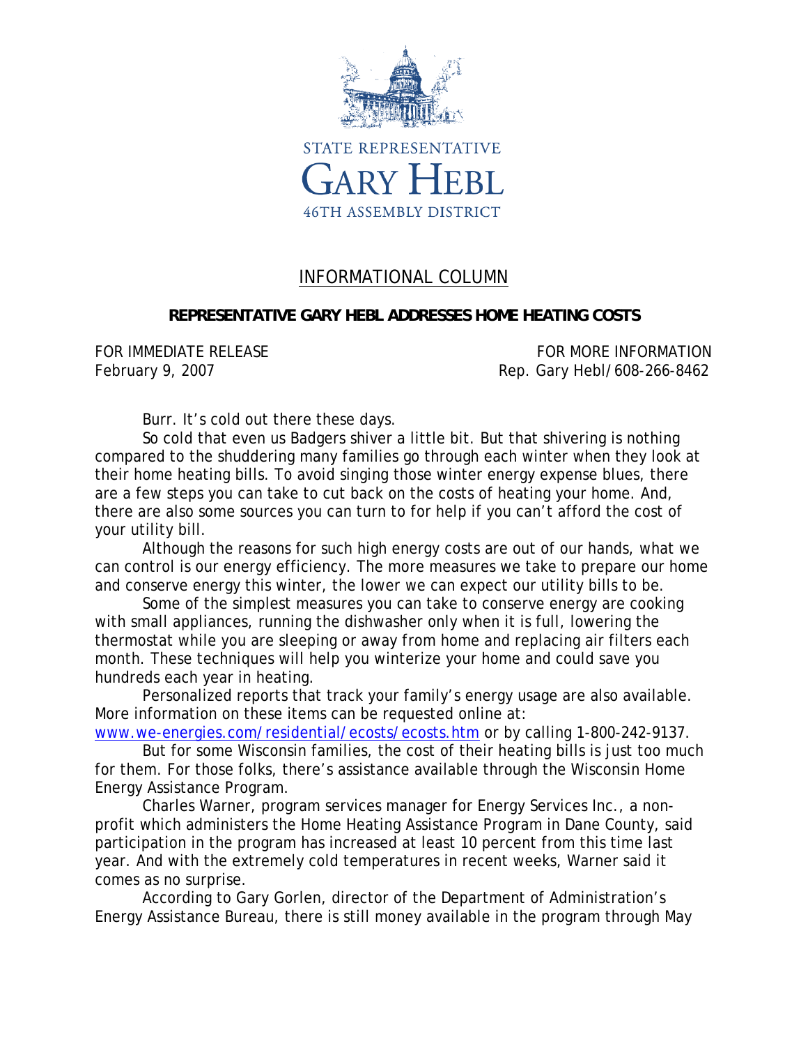STATE REPRESENTATIVE

# GARY HEBL

46TH ASSEMBLY DISTRICT

## INFORMATIONAL COLUMN

**REPRESENTATIVE GARY HEBL ADDRESSES HOME HEATING COSTS**

FOR IMMEDIATE RELEASE
February 9, 2007

FOR MORE INFORMATION
Rep. Gary Hebl/608-266-8462

Burr. It's cold out there these days.

So cold that even us Badgers shiver a little bit. But that shivering is nothing compared to the shuddering many families go through each winter when they look at their home heating bills. To avoid singing those winter energy expense blues, there are a few steps you can take to cut back on the costs of heating your home. And, there are also some sources you can turn to for help if you can't afford the cost of your utility bill.

Although the reasons for such high energy costs are out of our hands, what we can control is our energy efficiency. The more measures we take to prepare our home and conserve energy this winter, the lower we can expect our utility bills to be.

Some of the simplest measures you can take to conserve energy are cooking with small appliances, running the dishwasher only when it is full, lowering the thermostat while you are sleeping or away from home and replacing air filters each month. These techniques will help you winterize your home and could save you hundreds each year in heating.

Personalized reports that track your family's energy usage are also available. More information on these items can be requested online at: www.we-energies.com/residential/ecosts/ecosts.htm or by calling 1-800-242-9137.

But for some Wisconsin families, the cost of their heating bills is just too much for them. For those folks, there's assistance available through the Wisconsin Home Energy Assistance Program.

Charles Warner, program services manager for Energy Services Inc., a non-profit which administers the Home Heating Assistance Program in Dane County, said participation in the program has increased at least 10 percent from this time last year. And with the extremely cold temperatures in recent weeks, Warner said it comes as no surprise.

According to Gary Gorlen, director of the Department of Administration's Energy Assistance Bureau, there is still money available in the program through May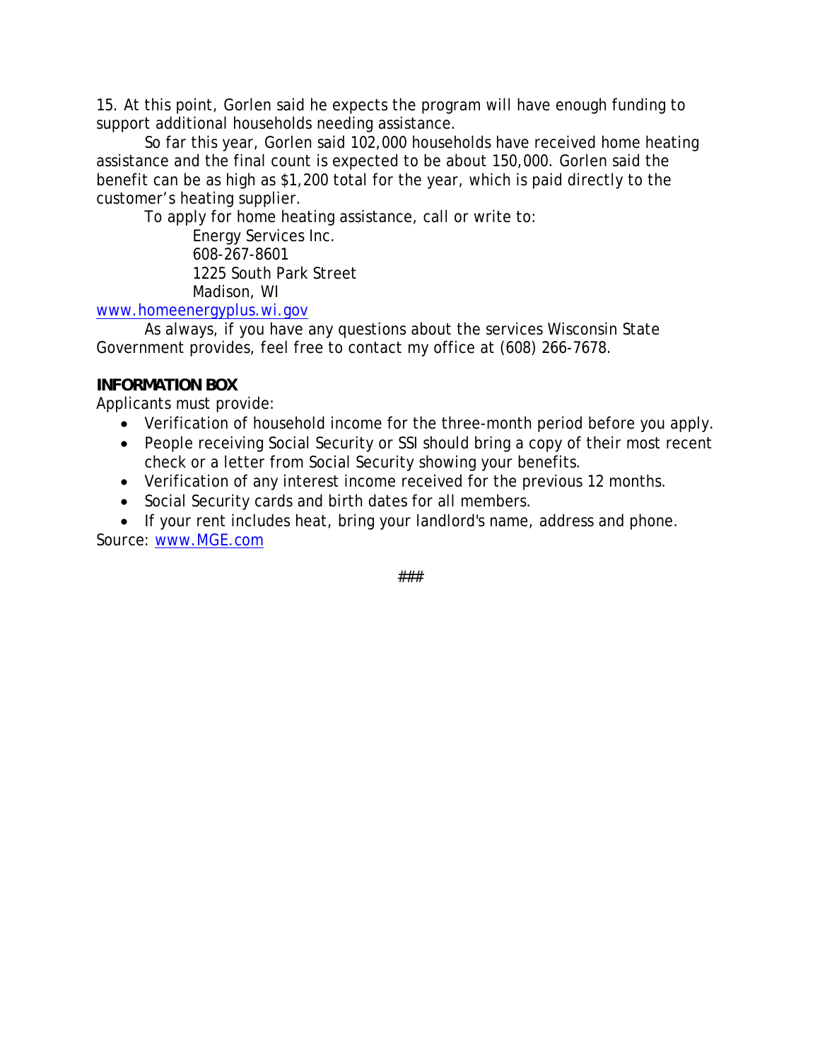15. At this point, Gorlen said he expects the program will have enough funding to support additional households needing assistance.

So far this year, Gorlen said 102,000 households have received home heating assistance and the final count is expected to be about 150,000. Gorlen said the benefit can be as high as $1,200 total for the year, which is paid directly to the customer's heating supplier.

To apply for home heating assistance, call or write to:

Energy Services Inc.
608-267-8601
1225 South Park Street
Madison, WI

www.homeenergyplus.wi.gov

As always, if you have any questions about the services Wisconsin State Government provides, feel free to contact my office at (608) 266-7678.

**INFORMATION BOX**

Applicants must provide:

- Verification of household income for the three-month period before you apply.
- People receiving Social Security or SSI should bring a copy of their most recent check or a letter from Social Security showing your benefits.
- Verification of any interest income received for the previous 12 months.
- Social Security cards and birth dates for all members.
- If your rent includes heat, bring your landlord's name, address and phone.

Source: www.MGE.com

###